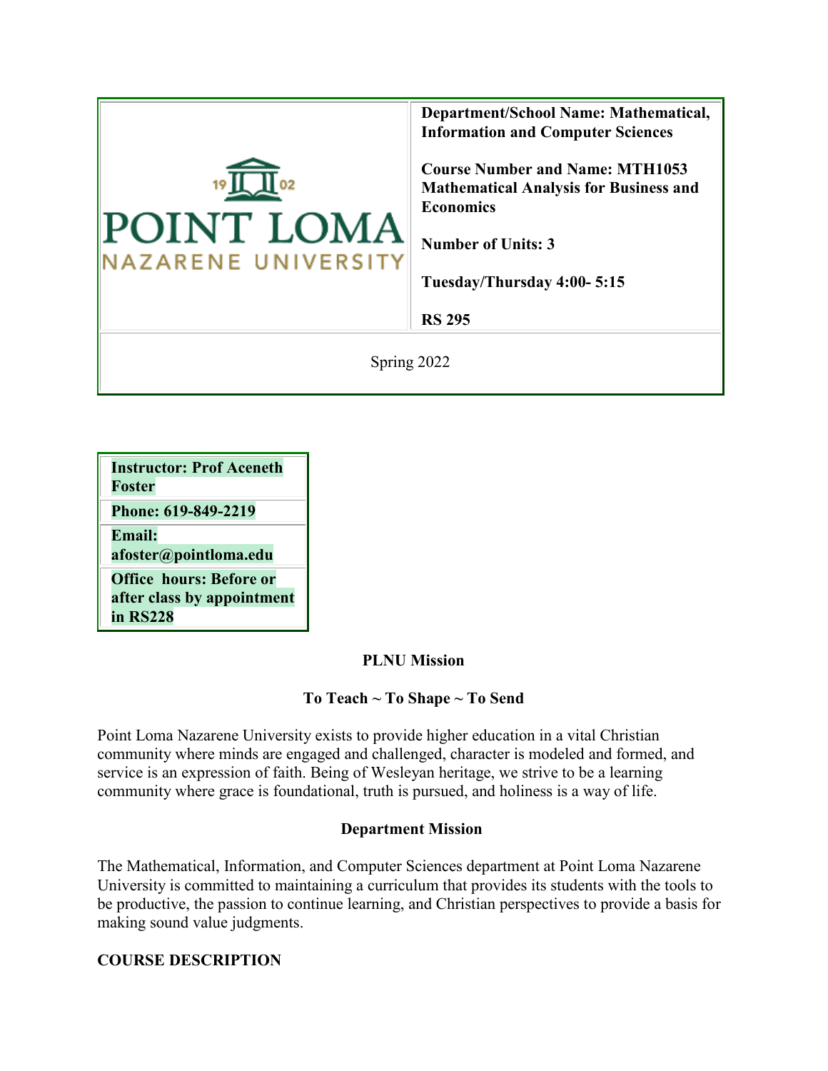| POINT LOMA NAZARENE UNIVERSITY 1902 | **Department/School Name: Mathematical, Information and Computer Sciences**<br><br>**Course Number and Name: MTH1053 Mathematical Analysis for Business and Economics**<br><br>**Number of Units: 3**<br><br>**Tuesday/Thursday 4:00- 5:15**<br><br>**RS 295** |
|---|---|
| Spring 2022 | |

| **Instructor: Prof Aceneth Foster** |
|---|
| **Phone: 619-849-2219** |
| **Email: afoster@pointloma.edu** |
| **Office hours: Before or after class by appointment in RS228** |

## PLNU Mission

### To Teach ~ To Shape ~ To Send

Point Loma Nazarene University exists to provide higher education in a vital Christian community where minds are engaged and challenged, character is modeled and formed, and service is an expression of faith. Being of Wesleyan heritage, we strive to be a learning community where grace is foundational, truth is pursued, and holiness is a way of life.

## Department Mission

The Mathematical, Information, and Computer Sciences department at Point Loma Nazarene University is committed to maintaining a curriculum that provides its students with the tools to be productive, the passion to continue learning, and Christian perspectives to provide a basis for making sound value judgments.

## COURSE DESCRIPTION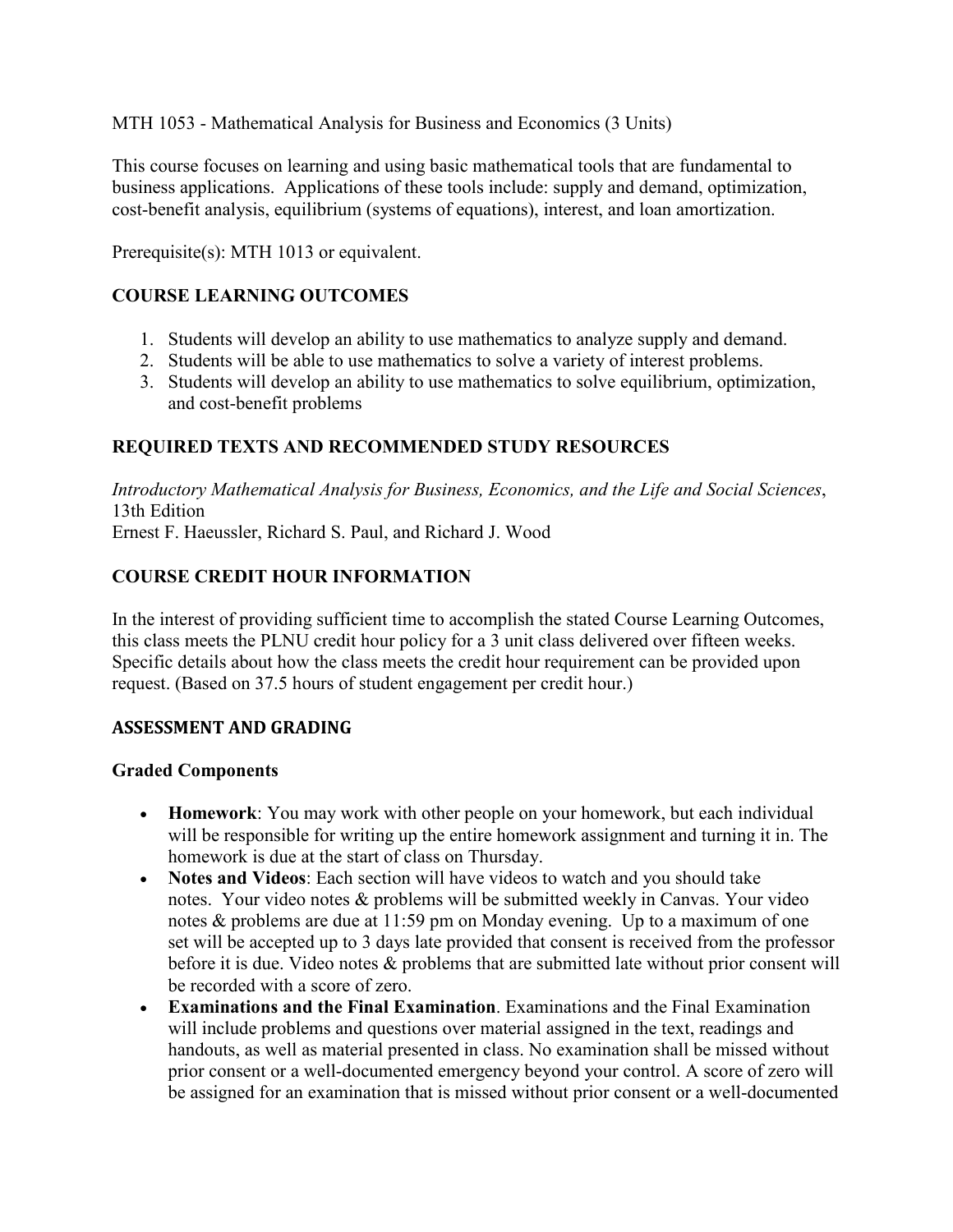MTH 1053 - Mathematical Analysis for Business and Economics (3 Units)

This course focuses on learning and using basic mathematical tools that are fundamental to business applications. Applications of these tools include: supply and demand, optimization, cost-benefit analysis, equilibrium (systems of equations), interest, and loan amortization.

Prerequisite(s): MTH 1013 or equivalent.

## COURSE LEARNING OUTCOMES

1. Students will develop an ability to use mathematics to analyze supply and demand.
2. Students will be able to use mathematics to solve a variety of interest problems.
3. Students will develop an ability to use mathematics to solve equilibrium, optimization, and cost-benefit problems

## REQUIRED TEXTS AND RECOMMENDED STUDY RESOURCES

*Introductory Mathematical Analysis for Business, Economics, and the Life and Social Sciences*, 13th Edition
Ernest F. Haeussler, Richard S. Paul, and Richard J. Wood

## COURSE CREDIT HOUR INFORMATION

In the interest of providing sufficient time to accomplish the stated Course Learning Outcomes, this class meets the PLNU credit hour policy for a 3 unit class delivered over fifteen weeks. Specific details about how the class meets the credit hour requirement can be provided upon request. (Based on 37.5 hours of student engagement per credit hour.)

## ASSESSMENT AND GRADING

### Graded Components

- **Homework**: You may work with other people on your homework, but each individual will be responsible for writing up the entire homework assignment and turning it in. The homework is due at the start of class on Thursday.
- **Notes and Videos**: Each section will have videos to watch and you should take notes. Your video notes & problems will be submitted weekly in Canvas. Your video notes & problems are due at 11:59 pm on Monday evening. Up to a maximum of one set will be accepted up to 3 days late provided that consent is received from the professor before it is due. Video notes & problems that are submitted late without prior consent will be recorded with a score of zero.
- **Examinations and the Final Examination**. Examinations and the Final Examination will include problems and questions over material assigned in the text, readings and handouts, as well as material presented in class. No examination shall be missed without prior consent or a well-documented emergency beyond your control. A score of zero will be assigned for an examination that is missed without prior consent or a well-documented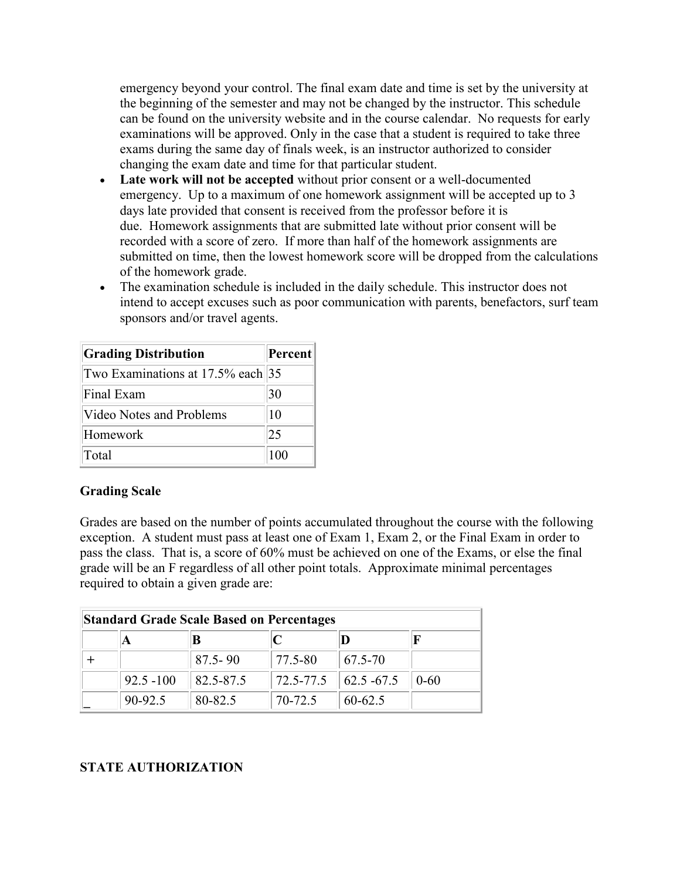emergency beyond your control. The final exam date and time is set by the university at the beginning of the semester and may not be changed by the instructor. This schedule can be found on the university website and in the course calendar. No requests for early examinations will be approved. Only in the case that a student is required to take three exams during the same day of finals week, is an instructor authorized to consider changing the exam date and time for that particular student.

- **Late work will not be accepted** without prior consent or a well-documented emergency. Up to a maximum of one homework assignment will be accepted up to 3 days late provided that consent is received from the professor before it is due. Homework assignments that are submitted late without prior consent will be recorded with a score of zero. If more than half of the homework assignments are submitted on time, then the lowest homework score will be dropped from the calculations of the homework grade.
- The examination schedule is included in the daily schedule. This instructor does not intend to accept excuses such as poor communication with parents, benefactors, surf team sponsors and/or travel agents.

| Grading Distribution | Percent |
|---|---|
| Two Examinations at 17.5% each | 35 |
| Final Exam | 30 |
| Video Notes and Problems | 10 |
| Homework | 25 |
| Total | 100 |

**Grading Scale**

Grades are based on the number of points accumulated throughout the course with the following exception. A student must pass at least one of Exam 1, Exam 2, or the Final Exam in order to pass the class. That is, a score of 60% must be achieved on one of the Exams, or else the final grade will be an F regardless of all other point totals. Approximate minimal percentages required to obtain a given grade are:

| Standard Grade Scale Based on Percentages | | | | | |
|---|---|---|---|---|---|
| | **A** | **B** | **C** | **D** | **F** |
| + | | 87.5- 90 | 77.5-80 | 67.5-70 | |
| | 92.5 -100 | 82.5-87.5 | 72.5-77.5 | 62.5 -67.5 | 0-60 |
| _ | 90-92.5 | 80-82.5 | 70-72.5 | 60-62.5 | |

**STATE AUTHORIZATION**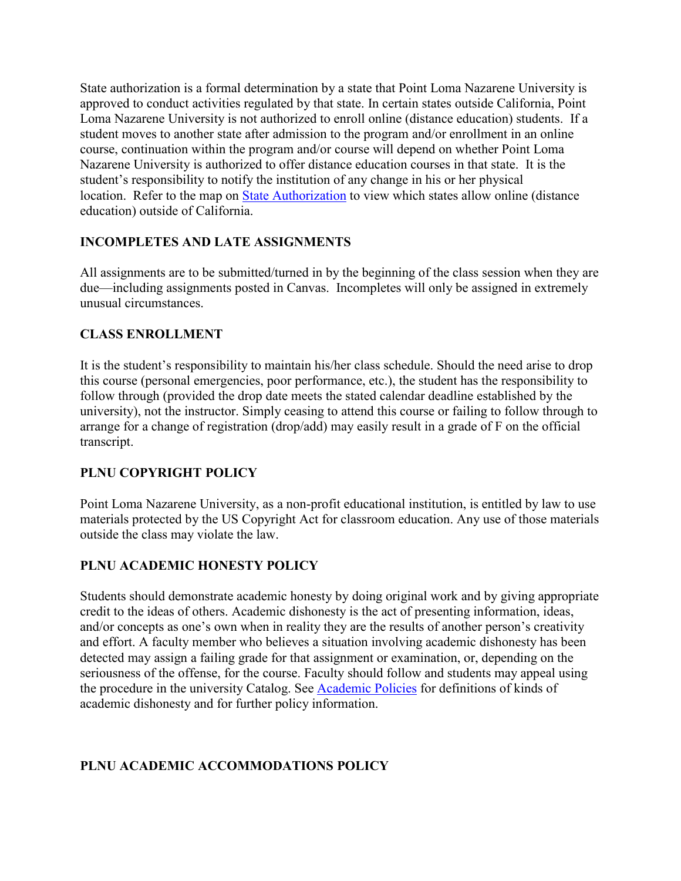State authorization is a formal determination by a state that Point Loma Nazarene University is approved to conduct activities regulated by that state. In certain states outside California, Point Loma Nazarene University is not authorized to enroll online (distance education) students. If a student moves to another state after admission to the program and/or enrollment in an online course, continuation within the program and/or course will depend on whether Point Loma Nazarene University is authorized to offer distance education courses in that state. It is the student's responsibility to notify the institution of any change in his or her physical location. Refer to the map on [State Authorization]() to view which states allow online (distance education) outside of California.

### INCOMPLETES AND LATE ASSIGNMENTS

All assignments are to be submitted/turned in by the beginning of the class session when they are due—including assignments posted in Canvas. Incompletes will only be assigned in extremely unusual circumstances.

### CLASS ENROLLMENT

It is the student's responsibility to maintain his/her class schedule. Should the need arise to drop this course (personal emergencies, poor performance, etc.), the student has the responsibility to follow through (provided the drop date meets the stated calendar deadline established by the university), not the instructor. Simply ceasing to attend this course or failing to follow through to arrange for a change of registration (drop/add) may easily result in a grade of F on the official transcript.

### PLNU COPYRIGHT POLICY

Point Loma Nazarene University, as a non-profit educational institution, is entitled by law to use materials protected by the US Copyright Act for classroom education. Any use of those materials outside the class may violate the law.

### PLNU ACADEMIC HONESTY POLICY

Students should demonstrate academic honesty by doing original work and by giving appropriate credit to the ideas of others. Academic dishonesty is the act of presenting information, ideas, and/or concepts as one's own when in reality they are the results of another person's creativity and effort. A faculty member who believes a situation involving academic dishonesty has been detected may assign a failing grade for that assignment or examination, or, depending on the seriousness of the offense, for the course. Faculty should follow and students may appeal using the procedure in the university Catalog. See [Academic Policies]() for definitions of kinds of academic dishonesty and for further policy information.

### PLNU ACADEMIC ACCOMMODATIONS POLICY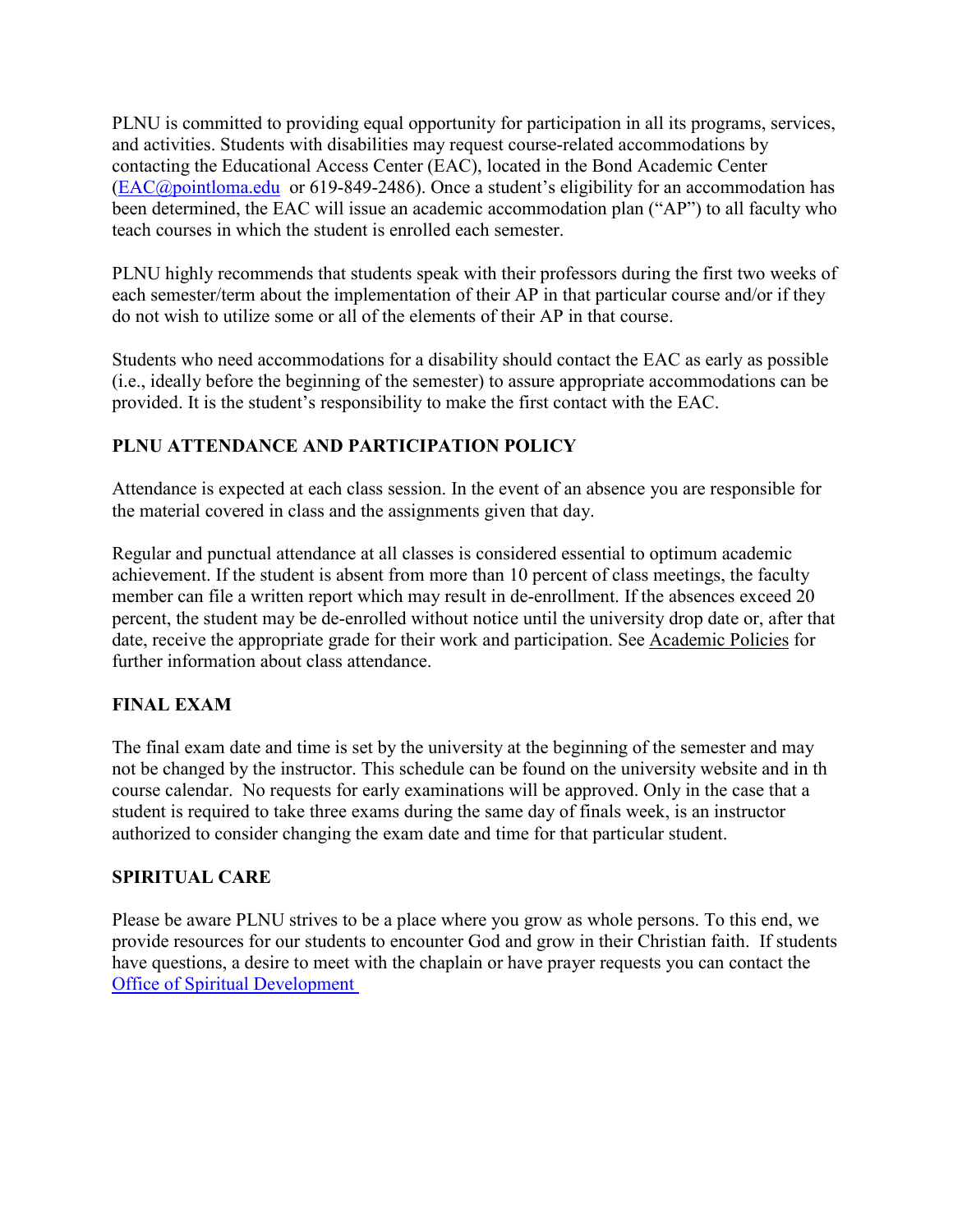PLNU is committed to providing equal opportunity for participation in all its programs, services, and activities. Students with disabilities may request course-related accommodations by contacting the Educational Access Center (EAC), located in the Bond Academic Center ([EAC@pointloma.edu](mailto:EAC@pointloma.edu) or 619-849-2486). Once a student's eligibility for an accommodation has been determined, the EAC will issue an academic accommodation plan ("AP") to all faculty who teach courses in which the student is enrolled each semester.

PLNU highly recommends that students speak with their professors during the first two weeks of each semester/term about the implementation of their AP in that particular course and/or if they do not wish to utilize some or all of the elements of their AP in that course.

Students who need accommodations for a disability should contact the EAC as early as possible (i.e., ideally before the beginning of the semester) to assure appropriate accommodations can be provided. It is the student's responsibility to make the first contact with the EAC.

## PLNU ATTENDANCE AND PARTICIPATION POLICY

Attendance is expected at each class session. In the event of an absence you are responsible for the material covered in class and the assignments given that day.

Regular and punctual attendance at all classes is considered essential to optimum academic achievement. If the student is absent from more than 10 percent of class meetings, the faculty member can file a written report which may result in de-enrollment. If the absences exceed 20 percent, the student may be de-enrolled without notice until the university drop date or, after that date, receive the appropriate grade for their work and participation. See Academic Policies for further information about class attendance.

## FINAL EXAM

The final exam date and time is set by the university at the beginning of the semester and may not be changed by the instructor. This schedule can be found on the university website and in th course calendar. No requests for early examinations will be approved. Only in the case that a student is required to take three exams during the same day of finals week, is an instructor authorized to consider changing the exam date and time for that particular student.

## SPIRITUAL CARE

Please be aware PLNU strives to be a place where you grow as whole persons. To this end, we provide resources for our students to encounter God and grow in their Christian faith. If students have questions, a desire to meet with the chaplain or have prayer requests you can contact the Office of Spiritual Development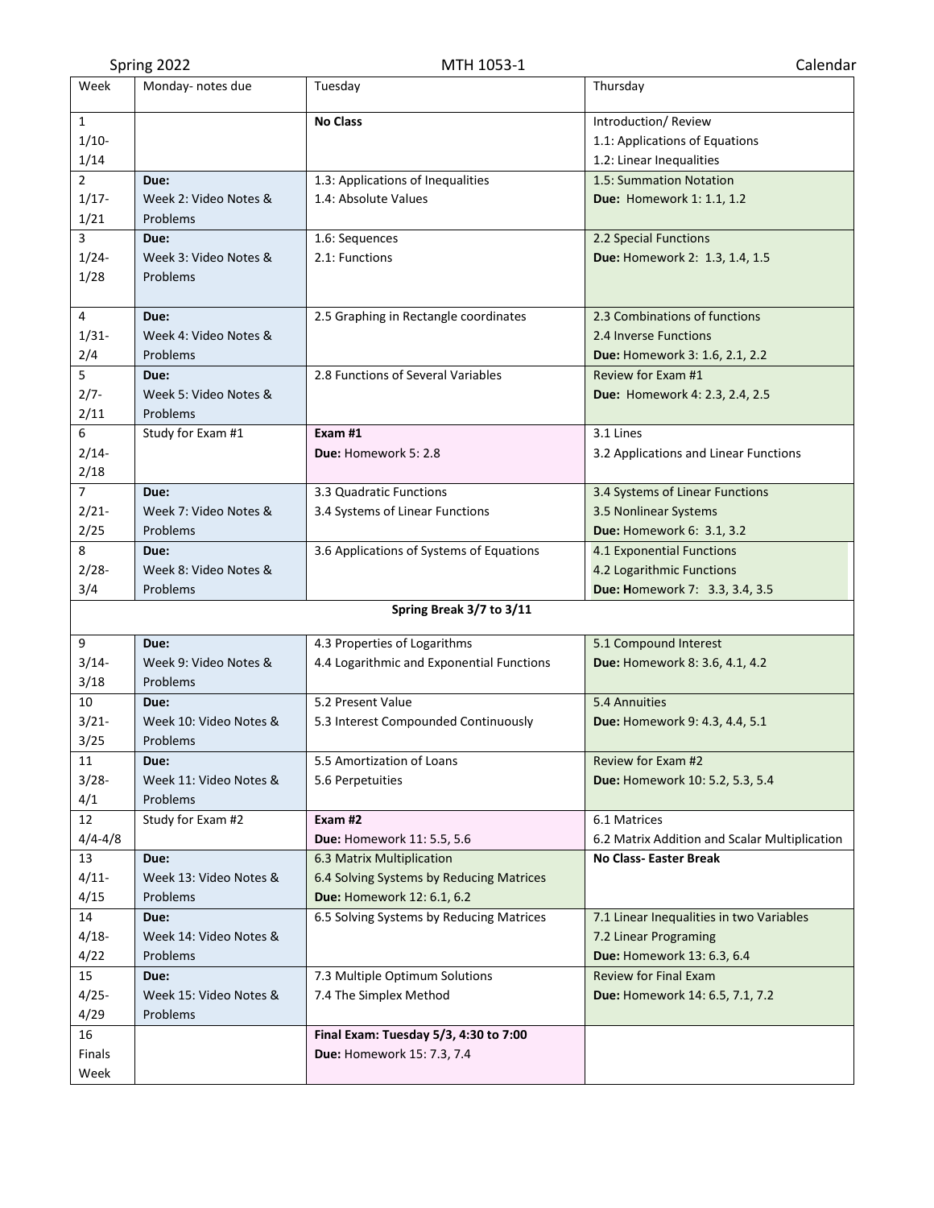Spring 2022 MTH 1053-1 Calendar

| Week | Monday- notes due | Tuesday | Thursday |
|---|---|---|---|
| 1<br>1/10-<br>1/14 | | **No Class** | Introduction/ Review<br>1.1: Applications of Equations<br>1.2: Linear Inequalities |
| 2<br>1/17-<br>1/21 | **Due:**<br>Week 2: Video Notes & Problems | 1.3: Applications of Inequalities<br>1.4: Absolute Values | 1.5: Summation Notation<br>**Due:** Homework 1: 1.1, 1.2 |
| 3<br>1/24-<br>1/28 | **Due:**<br>Week 3: Video Notes & Problems | 1.6: Sequences<br>2.1: Functions | 2.2 Special Functions<br>**Due:** Homework 2: 1.3, 1.4, 1.5 |
| 4<br>1/31-<br>2/4 | **Due:**<br>Week 4: Video Notes & Problems | 2.5 Graphing in Rectangle coordinates | 2.3 Combinations of functions<br>2.4 Inverse Functions<br>**Due:** Homework 3: 1.6, 2.1, 2.2 |
| 5<br>2/7-<br>2/11 | **Due:**<br>Week 5: Video Notes & Problems | 2.8 Functions of Several Variables | Review for Exam #1<br>**Due:** Homework 4: 2.3, 2.4, 2.5 |
| 6<br>2/14-<br>2/18 | Study for Exam #1 | **Exam #1**<br>**Due:** Homework 5: 2.8 | 3.1 Lines<br>3.2 Applications and Linear Functions |
| 7<br>2/21-<br>2/25 | **Due:**<br>Week 7: Video Notes & Problems | 3.3 Quadratic Functions<br>3.4 Systems of Linear Functions | 3.4 Systems of Linear Functions<br>3.5 Nonlinear Systems<br>**Due:** Homework 6: 3.1, 3.2 |
| 8<br>2/28-<br>3/4 | **Due:**<br>Week 8: Video Notes & Problems | 3.6 Applications of Systems of Equations | 4.1 Exponential Functions<br>4.2 Logarithmic Functions<br>**Due: H**omework 7: 3.3, 3.4, 3.5 |
| | | **Spring Break 3/7 to 3/11** | |
| 9<br>3/14-<br>3/18 | **Due:**<br>Week 9: Video Notes & Problems | 4.3 Properties of Logarithms<br>4.4 Logarithmic and Exponential Functions | 5.1 Compound Interest<br>**Due:** Homework 8: 3.6, 4.1, 4.2 |
| 10<br>3/21-<br>3/25 | **Due:**<br>Week 10: Video Notes & Problems | 5.2 Present Value<br>5.3 Interest Compounded Continuously | 5.4 Annuities<br>**Due:** Homework 9: 4.3, 4.4, 5.1 |
| 11<br>3/28-<br>4/1 | **Due:**<br>Week 11: Video Notes & Problems | 5.5 Amortization of Loans<br>5.6 Perpetuities | Review for Exam #2<br>**Due:** Homework 10: 5.2, 5.3, 5.4 |
| 12<br>4/4-4/8 | Study for Exam #2 | **Exam #2**<br>**Due:** Homework 11: 5.5, 5.6 | 6.1 Matrices<br>6.2 Matrix Addition and Scalar Multiplication |
| 13<br>4/11-<br>4/15 | **Due:**<br>Week 13: Video Notes & Problems | 6.3 Matrix Multiplication<br>6.4 Solving Systems by Reducing Matrices<br>**Due:** Homework 12: 6.1, 6.2 | **No Class- Easter Break** |
| 14<br>4/18-<br>4/22 | **Due:**<br>Week 14: Video Notes & Problems | 6.5 Solving Systems by Reducing Matrices | 7.1 Linear Inequalities in two Variables<br>7.2 Linear Programing<br>**Due:** Homework 13: 6.3, 6.4 |
| 15<br>4/25-<br>4/29 | **Due:**<br>Week 15: Video Notes & Problems | 7.3 Multiple Optimum Solutions<br>7.4 The Simplex Method | Review for Final Exam<br>**Due:** Homework 14: 6.5, 7.1, 7.2 |
| 16<br>Finals Week | | **Final Exam: Tuesday 5/3, 4:30 to 7:00**<br>**Due:** Homework 15: 7.3, 7.4 | |